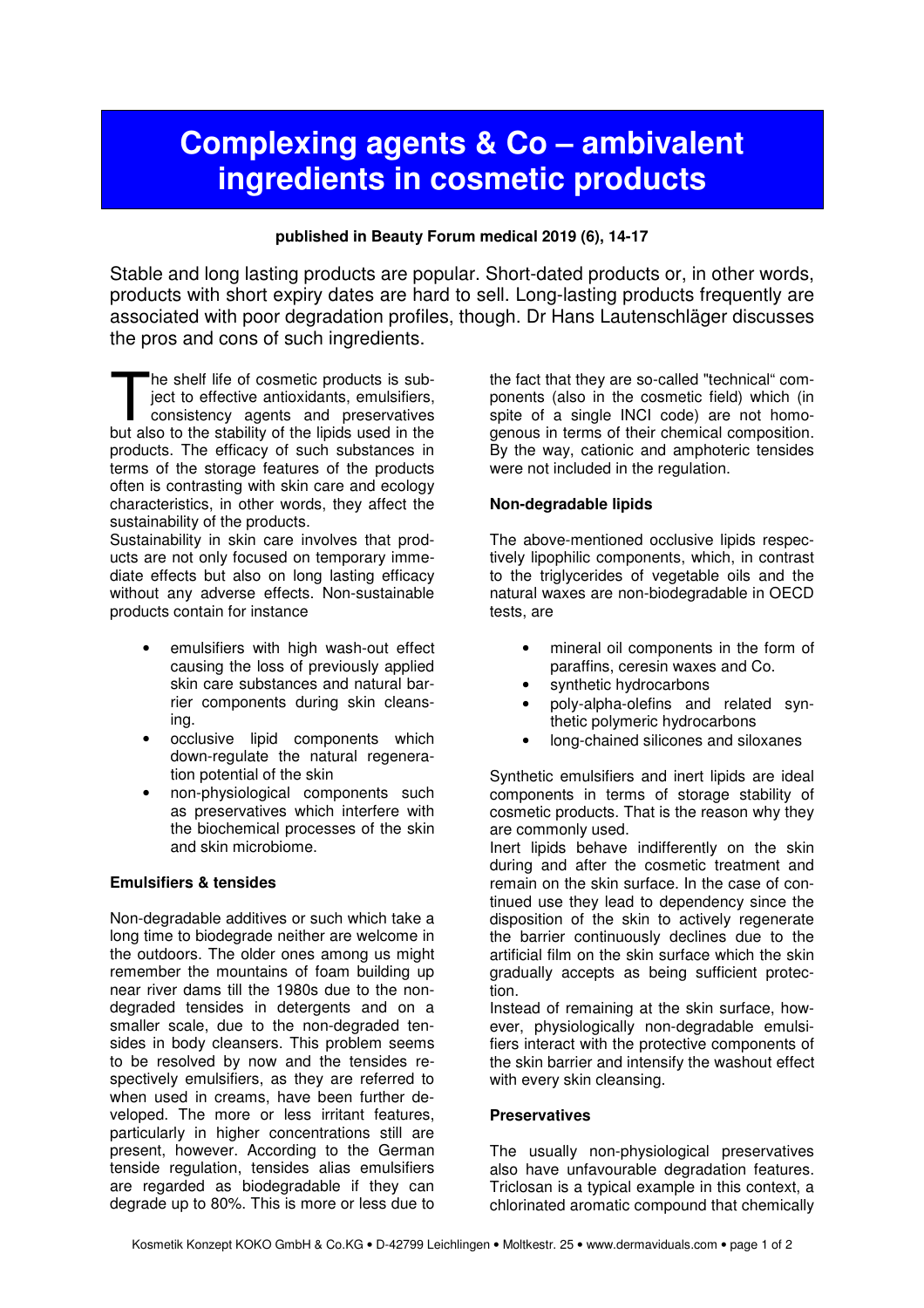# Complexing agents & Co – ambivalent ingredients in cosmetic products

**published in Beauty Forum medical 2019 (6), 14-17**

Stable and long lasting products are popular. Short-dated products or, in other words, products with short expiry dates are hard to sell. Long-lasting products frequently are associated with poor degradation profiles, though. Dr Hans Lautenschläger discusses the pros and cons of such ingredients.

The shelf life of cosmetic products is subject to effective antioxidants, emulsifiers, consistency agents and preservatives but also to the stability of the lipids used in the products. The efficacy of such substances in terms of the storage features of the products often is contrasting with skin care and ecology characteristics, in other words, they affect the sustainability of the products.

Sustainability in skin care involves that products are not only focused on temporary immediate effects but also on long lasting efficacy without any adverse effects. Non-sustainable products contain for instance

- emulsifiers with high wash-out effect causing the loss of previously applied skin care substances and natural barrier components during skin cleansing.
- occlusive lipid components which down-regulate the natural regeneration potential of the skin
- non-physiological components such as preservatives which interfere with the biochemical processes of the skin and skin microbiome.

**Emulsifiers & tensides**

Non-degradable additives or such which take a long time to biodegrade neither are welcome in the outdoors. The older ones among us might remember the mountains of foam building up near river dams till the 1980s due to the non-degraded tensides in detergents and on a smaller scale, due to the non-degraded tensides in body cleansers. This problem seems to be resolved by now and the tensides respectively emulsifiers, as they are referred to when used in creams, have been further developed. The more or less irritant features, particularly in higher concentrations still are present, however. According to the German tenside regulation, tensides alias emulsifiers are regarded as biodegradable if they can degrade up to 80%. This is more or less due to the fact that they are so-called "technical" components (also in the cosmetic field) which (in spite of a single INCI code) are not homogenous in terms of their chemical composition. By the way, cationic and amphoteric tensides were not included in the regulation.

**Non-degradable lipids**

The above-mentioned occlusive lipids respectively lipophilic components, which, in contrast to the triglycerides of vegetable oils and the natural waxes are non-biodegradable in OECD tests, are

- mineral oil components in the form of paraffins, ceresin waxes and Co.
- synthetic hydrocarbons
- poly-alpha-olefins and related synthetic polymeric hydrocarbons
- long-chained silicones and siloxanes

Synthetic emulsifiers and inert lipids are ideal components in terms of storage stability of cosmetic products. That is the reason why they are commonly used.

Inert lipids behave indifferently on the skin during and after the cosmetic treatment and remain on the skin surface. In the case of continued use they lead to dependency since the disposition of the skin to actively regenerate the barrier continuously declines due to the artificial film on the skin surface which the skin gradually accepts as being sufficient protection.

Instead of remaining at the skin surface, however, physiologically non-degradable emulsifiers interact with the protective components of the skin barrier and intensify the washout effect with every skin cleansing.

**Preservatives**

The usually non-physiological preservatives also have unfavourable degradation features. Triclosan is a typical example in this context, a chlorinated aromatic compound that chemically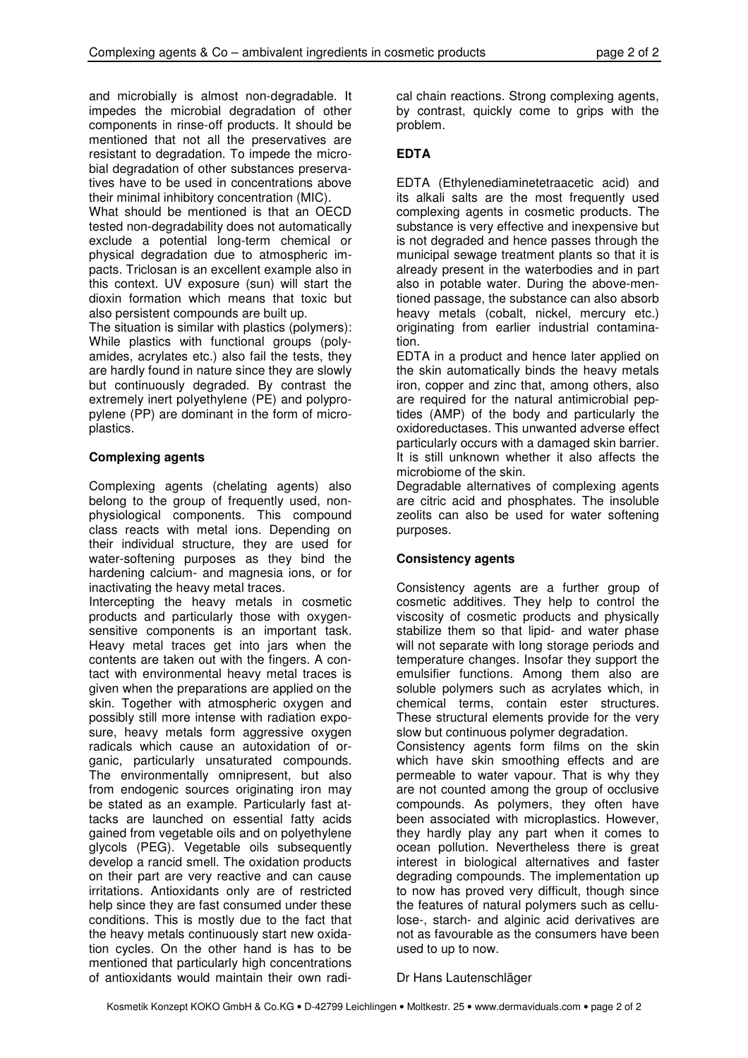and microbially is almost non-degradable. It impedes the microbial degradation of other components in rinse-off products. It should be mentioned that not all the preservatives are resistant to degradation. To impede the microbial degradation of other substances preservatives have to be used in concentrations above their minimal inhibitory concentration (MIC).

What should be mentioned is that an OECD tested non-degradability does not automatically exclude a potential long-term chemical or physical degradation due to atmospheric impacts. Triclosan is an excellent example also in this context. UV exposure (sun) will start the dioxin formation which means that toxic but also persistent compounds are built up.

The situation is similar with plastics (polymers): While plastics with functional groups (polyamides, acrylates etc.) also fail the tests, they are hardly found in nature since they are slowly but continuously degraded. By contrast the extremely inert polyethylene (PE) and polypropylene (PP) are dominant in the form of microplastics.

**Complexing agents**

Complexing agents (chelating agents) also belong to the group of frequently used, non-physiological components. This compound class reacts with metal ions. Depending on their individual structure, they are used for water-softening purposes as they bind the hardening calcium- and magnesia ions, or for inactivating the heavy metal traces.

Intercepting the heavy metals in cosmetic products and particularly those with oxygen-sensitive components is an important task. Heavy metal traces get into jars when the contents are taken out with the fingers. A contact with environmental heavy metal traces is given when the preparations are applied on the skin. Together with atmospheric oxygen and possibly still more intense with radiation exposure, heavy metals form aggressive oxygen radicals which cause an autoxidation of organic, particularly unsaturated compounds. The environmentally omnipresent, but also from endogenic sources originating iron may be stated as an example. Particularly fast attacks are launched on essential fatty acids gained from vegetable oils and on polyethylene glycols (PEG). Vegetable oils subsequently develop a rancid smell. The oxidation products on their part are very reactive and can cause irritations. Antioxidants only are of restricted help since they are fast consumed under these conditions. This is mostly due to the fact that the heavy metals continuously start new oxidation cycles. On the other hand is has to be mentioned that particularly high concentrations of antioxidants would maintain their own radical chain reactions. Strong complexing agents, by contrast, quickly come to grips with the problem.

**EDTA**

EDTA (Ethylenediaminetetraacetic acid) and its alkali salts are the most frequently used complexing agents in cosmetic products. The substance is very effective and inexpensive but is not degraded and hence passes through the municipal sewage treatment plants so that it is already present in the waterbodies and in part also in potable water. During the above-mentioned passage, the substance can also absorb heavy metals (cobalt, nickel, mercury etc.) originating from earlier industrial contamination.

EDTA in a product and hence later applied on the skin automatically binds the heavy metals iron, copper and zinc that, among others, also are required for the natural antimicrobial peptides (AMP) of the body and particularly the oxidoreductases. This unwanted adverse effect particularly occurs with a damaged skin barrier. It is still unknown whether it also affects the microbiome of the skin.

Degradable alternatives of complexing agents are citric acid and phosphates. The insoluble zeolits can also be used for water softening purposes.

**Consistency agents**

Consistency agents are a further group of cosmetic additives. They help to control the viscosity of cosmetic products and physically stabilize them so that lipid- and water phase will not separate with long storage periods and temperature changes. Insofar they support the emulsifier functions. Among them also are soluble polymers such as acrylates which, in chemical terms, contain ester structures. These structural elements provide for the very slow but continuous polymer degradation.

Consistency agents form films on the skin which have skin smoothing effects and are permeable to water vapour. That is why they are not counted among the group of occlusive compounds. As polymers, they often have been associated with microplastics. However, they hardly play any part when it comes to ocean pollution. Nevertheless there is great interest in biological alternatives and faster degrading compounds. The implementation up to now has proved very difficult, though since the features of natural polymers such as cellulose-, starch- and alginic acid derivatives are not as favourable as the consumers have been used to up to now.

Dr Hans Lautenschläger